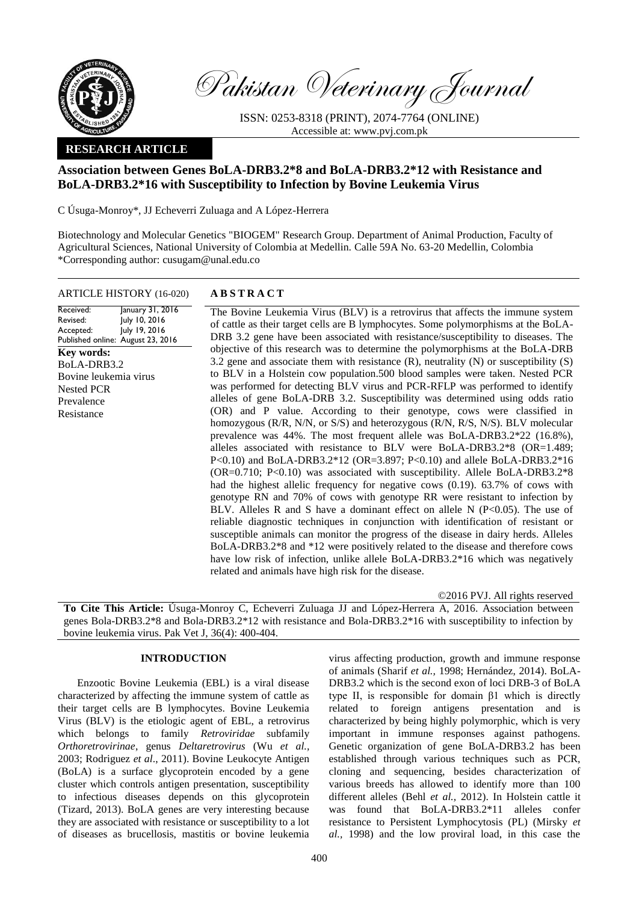Pakistan Veterinary Journal

ISSN: 0253-8318 (PRINT), 2074-7764 (ONLINE)
Accessible at: www.pvj.com.pk

**RESEARCH ARTICLE**

# Association between Genes BoLA-DRB3.2*8 and BoLA-DRB3.2*12 with Resistance and BoLA-DRB3.2*16 with Susceptibility to Infection by Bovine Leukemia Virus

C Úsuga-Monroy*, JJ Echeverri Zuluaga and A López-Herrera

Biotechnology and Molecular Genetics "BIOGEM" Research Group. Department of Animal Production, Faculty of Agricultural Sciences, National University of Colombia at Medellin. Calle 59A No. 63-20 Medellin, Colombia
*Corresponding author: cusugam@unal.edu.co

**ARTICLE HISTORY** (16-020)

| | |
|---|---|
| Received: | January 31, 2016 |
| Revised: | July 10, 2016 |
| Accepted: | July 19, 2016 |
| Published online: | August 23, 2016 |

**Key words:**
BoLA-DRB3.2
Bovine leukemia virus
Nested PCR
Prevalence
Resistance

## ABSTRACT

The Bovine Leukemia Virus (BLV) is a retrovirus that affects the immune system of cattle as their target cells are B lymphocytes. Some polymorphisms at the BoLA-DRB 3.2 gene have been associated with resistance/susceptibility to diseases. The objective of this research was to determine the polymorphisms at the BoLA-DRB 3.2 gene and associate them with resistance (R), neutrality (N) or susceptibility (S) to BLV in a Holstein cow population.500 blood samples were taken. Nested PCR was performed for detecting BLV virus and PCR-RFLP was performed to identify alleles of gene BoLA-DRB 3.2. Susceptibility was determined using odds ratio (OR) and P value. According to their genotype, cows were classified in homozygous (R/R, N/N, or S/S) and heterozygous (R/N, R/S, N/S). BLV molecular prevalence was 44%. The most frequent allele was BoLA-DRB3.2*22 (16.8%), alleles associated with resistance to BLV were BoLA-DRB3.2*8 (OR=1.489; P<0.10) and BoLA-DRB3.2*12 (OR=3.897; P<0.10) and allele BoLA-DRB3.2*16 (OR=0.710; P<0.10) was associated with susceptibility. Allele BoLA-DRB3.2*8 had the highest allelic frequency for negative cows (0.19). 63.7% of cows with genotype RN and 70% of cows with genotype RR were resistant to infection by BLV. Alleles R and S have a dominant effect on allele N (P<0.05). The use of reliable diagnostic techniques in conjunction with identification of resistant or susceptible animals can monitor the progress of the disease in dairy herds. Alleles BoLA-DRB3.2*8 and *12 were positively related to the disease and therefore cows have low risk of infection, unlike allele BoLA-DRB3.2*16 which was negatively related and animals have high risk for the disease.

©2016 PVJ. All rights reserved

**To Cite This Article:** Úsuga-Monroy C, Echeverri Zuluaga JJ and López-Herrera A, 2016. Association between genes Bola-DRB3.2*8 and Bola-DRB3.2*12 with resistance and Bola-DRB3.2*16 with susceptibility to infection by bovine leukemia virus. Pak Vet J, 36(4): 400-404.

## INTRODUCTION

Enzootic Bovine Leukemia (EBL) is a viral disease characterized by affecting the immune system of cattle as their target cells are B lymphocytes. Bovine Leukemia Virus (BLV) is the etiologic agent of EBL, a retrovirus which belongs to family *Retroviridae* subfamily *Orthoretrovirinae*, genus *Deltaretrovirus* (Wu *et al.*, 2003; Rodriguez *et al*., 2011). Bovine Leukocyte Antigen (BoLA) is a surface glycoprotein encoded by a gene cluster which controls antigen presentation, susceptibility to infectious diseases depends on this glycoprotein (Tizard, 2013). BoLA genes are very interesting because they are associated with resistance or susceptibility to a lot of diseases as brucellosis, mastitis or bovine leukemia virus affecting production, growth and immune response of animals (Sharif *et al.*, 1998; Hernández, 2014). BoLA-DRB3.2 which is the second exon of loci DRB-3 of BoLA type II, is responsible for domain β1 which is directly related to foreign antigens presentation and is characterized by being highly polymorphic, which is very important in immune responses against pathogens. Genetic organization of gene BoLA-DRB3.2 has been established through various techniques such as PCR, cloning and sequencing, besides characterization of various breeds has allowed to identify more than 100 different alleles (Behl *et al.*, 2012). In Holstein cattle it was found that BoLA-DRB3.2*11 alleles confer resistance to Persistent Lymphocytosis (PL) (Mirsky *et al.*, 1998) and the low proviral load, in this case the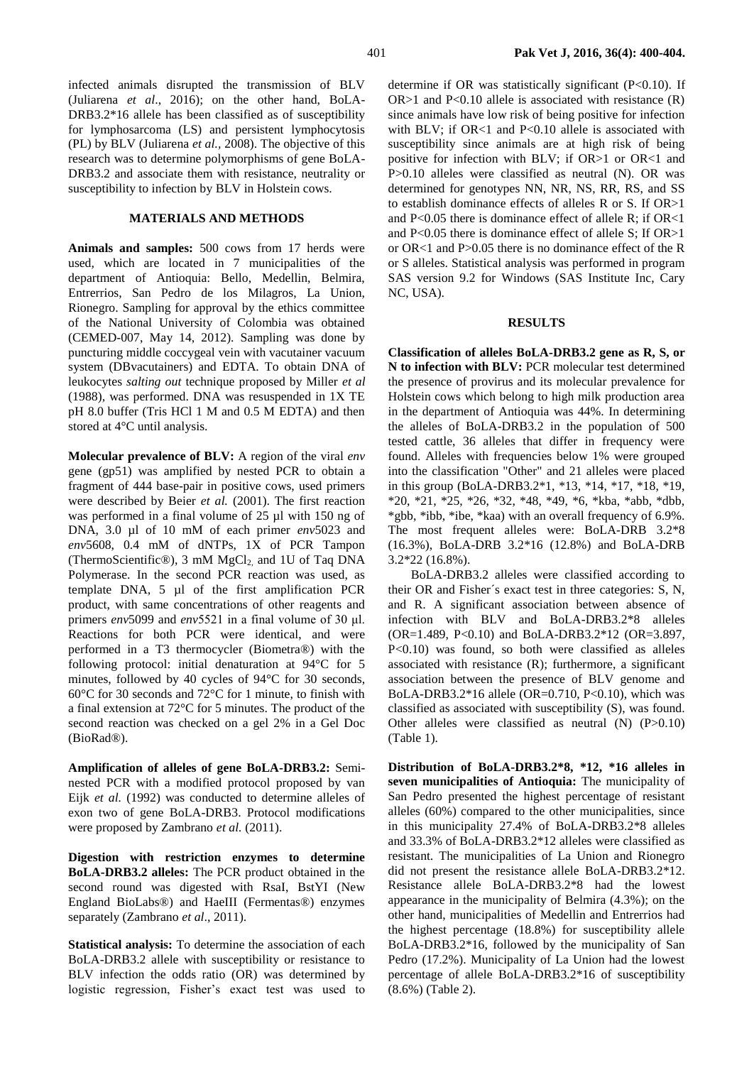infected animals disrupted the transmission of BLV (Juliarena *et al*., 2016); on the other hand, BoLA-DRB3.2*16 allele has been classified as of susceptibility for lymphosarcoma (LS) and persistent lymphocytosis (PL) by BLV (Juliarena *et al.*, 2008). The objective of this research was to determine polymorphisms of gene BoLA-DRB3.2 and associate them with resistance, neutrality or susceptibility to infection by BLV in Holstein cows.

## MATERIALS AND METHODS

**Animals and samples:** 500 cows from 17 herds were used, which are located in 7 municipalities of the department of Antioquia: Bello, Medellin, Belmira, Entrerrios, San Pedro de los Milagros, La Union, Rionegro. Sampling for approval by the ethics committee of the National University of Colombia was obtained (CEMED-007, May 14, 2012). Sampling was done by puncturing middle coccygeal vein with vacutainer vacuum system (DBvacutainers) and EDTA. To obtain DNA of leukocytes *salting out* technique proposed by Miller *et al* (1988), was performed. DNA was resuspended in 1X TE pH 8.0 buffer (Tris HCl 1 M and 0.5 M EDTA) and then stored at 4°C until analysis.

**Molecular prevalence of BLV:** A region of the viral *env* gene (gp51) was amplified by nested PCR to obtain a fragment of 444 base-pair in positive cows, used primers were described by Beier *et al.* (2001). The first reaction was performed in a final volume of 25 µl with 150 ng of DNA, 3.0 µl of 10 mM of each primer *env*5023 and *env*5608, 0.4 mM of dNTPs, 1X of PCR Tampon (ThermoScientific®), 3 mM $MgCl_2$ and 1U of Taq DNA Polymerase. In the second PCR reaction was used, as template DNA, 5 µl of the first amplification PCR product, with same concentrations of other reagents and primers *env*5099 and *env*5521 in a final volume of 30 µl. Reactions for both PCR were identical, and were performed in a T3 thermocycler (Biometra®) with the following protocol: initial denaturation at 94°C for 5 minutes, followed by 40 cycles of 94°C for 30 seconds, 60°C for 30 seconds and 72°C for 1 minute, to finish with a final extension at 72°C for 5 minutes. The product of the second reaction was checked on a gel 2% in a Gel Doc (BioRad®).

**Amplification of alleles of gene BoLA-DRB3.2:** Semi-nested PCR with a modified protocol proposed by van Eijk *et al.* (1992) was conducted to determine alleles of exon two of gene BoLA-DRB3. Protocol modifications were proposed by Zambrano *et al.* (2011).

**Digestion with restriction enzymes to determine BoLA-DRB3.2 alleles:** The PCR product obtained in the second round was digested with RsaI, BstYI (New England BioLabs®) and HaeIII (Fermentas®) enzymes separately (Zambrano *et al*., 2011).

**Statistical analysis:** To determine the association of each BoLA-DRB3.2 allele with susceptibility or resistance to BLV infection the odds ratio (OR) was determined by logistic regression, Fisher's exact test was used to determine if OR was statistically significant ($P<0.10$). If $OR>1$ and $P<0.10$ allele is associated with resistance (R) since animals have low risk of being positive for infection with BLV; if $OR<1$ and $P<0.10$ allele is associated with susceptibility since animals are at high risk of being positive for infection with BLV; if $OR>1$ or $OR<1$ and $P>0.10$ alleles were classified as neutral (N). OR was determined for genotypes NN, NR, NS, RR, RS, and SS to establish dominance effects of alleles R or S. If $OR>1$ and $P<0.05$ there is dominance effect of allele R; if $OR<1$ and $P<0.05$ there is dominance effect of allele S; If $OR>1$ or $OR<1$ and $P>0.05$ there is no dominance effect of the R or S alleles. Statistical analysis was performed in program SAS version 9.2 for Windows (SAS Institute Inc, Cary NC, USA).

## RESULTS

**Classification of alleles BoLA-DRB3.2 gene as R, S, or N to infection with BLV:** PCR molecular test determined the presence of provirus and its molecular prevalence for Holstein cows which belong to high milk production area in the department of Antioquia was 44%. In determining the alleles of BoLA-DRB3.2 in the population of 500 tested cattle, 36 alleles that differ in frequency were found. Alleles with frequencies below 1% were grouped into the classification "Other" and 21 alleles were placed in this group (BoLA-DRB3.2*1, *13, *14, *17, *18, *19, *20, *21, *25, *26, *32, *48, *49, *6, *kba, *abb, *dbb, *gbb, *ibb, *ibe, *kaa) with an overall frequency of 6.9%. The most frequent alleles were: BoLA-DRB 3.2*8 (16.3%), BoLA-DRB 3.2*16 (12.8%) and BoLA-DRB 3.2*22 (16.8%).

BoLA-DRB3.2 alleles were classified according to their OR and Fisher´s exact test in three categories: S, N, and R. A significant association between absence of infection with BLV and BoLA-DRB3.2*8 alleles (OR=1.489, $P<0.10$) and BoLA-DRB3.2*12 (OR=3.897, $P<0.10$) was found, so both were classified as alleles associated with resistance (R); furthermore, a significant association between the presence of BLV genome and BoLA-DRB3.2*16 allele (OR=0.710, $P<0.10$), which was classified as associated with susceptibility (S), was found. Other alleles were classified as neutral (N) ($P>0.10$) (Table 1).

**Distribution of BoLA-DRB3.2*8, *12, *16 alleles in seven municipalities of Antioquia:** The municipality of San Pedro presented the highest percentage of resistant alleles (60%) compared to the other municipalities, since in this municipality 27.4% of BoLA-DRB3.2*8 alleles and 33.3% of BoLA-DRB3.2*12 alleles were classified as resistant. The municipalities of La Union and Rionegro did not present the resistance allele BoLA-DRB3.2*12. Resistance allele BoLA-DRB3.2*8 had the lowest appearance in the municipality of Belmira (4.3%); on the other hand, municipalities of Medellin and Entrerrios had the highest percentage (18.8%) for susceptibility allele BoLA-DRB3.2*16, followed by the municipality of San Pedro (17.2%). Municipality of La Union had the lowest percentage of allele BoLA-DRB3.2*16 of susceptibility (8.6%) (Table 2).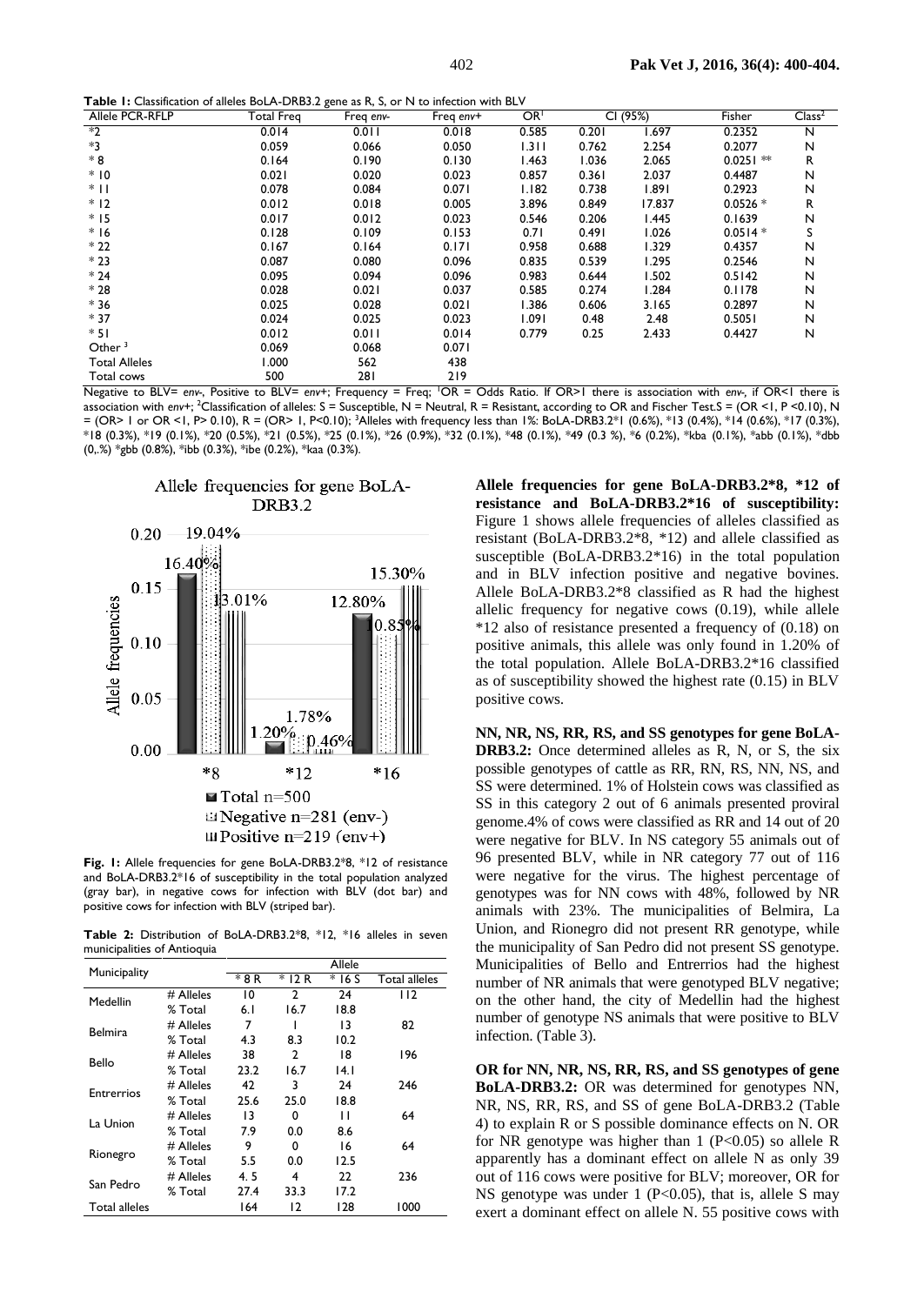**Table 1:** Classification of alleles BoLA-DRB3.2 gene as R, S, or N to infection with BLV

| Allele PCR-RFLP | Total Freq | Freq *env-* | Freq *env+* | OR[1] | CI (95%) | | Fisher | Class[2] |
|---|---|---|---|---|---|---|---|---|
| *2 | 0.014 | 0.011 | 0.018 | 0.585 | 0.201 | 1.697 | 0.2352 | N |
| *3 | 0.059 | 0.066 | 0.050 | 1.311 | 0.762 | 2.254 | 0.2077 | N |
| * 8 | 0.164 | 0.190 | 0.130 | 1.463 | 1.036 | 2.065 | 0.0251 ** | R |
| * 10 | 0.021 | 0.020 | 0.023 | 0.857 | 0.361 | 2.037 | 0.4487 | N |
| * 11 | 0.078 | 0.084 | 0.071 | 1.182 | 0.738 | 1.891 | 0.2923 | N |
| * 12 | 0.012 | 0.018 | 0.005 | 3.896 | 0.849 | 17.837 | 0.0526 * | R |
| * 15 | 0.017 | 0.012 | 0.023 | 0.546 | 0.206 | 1.445 | 0.1639 | N |
| * 16 | 0.128 | 0.109 | 0.153 | 0.71 | 0.491 | 1.026 | 0.0514 * | S |
| * 22 | 0.167 | 0.164 | 0.171 | 0.958 | 0.688 | 1.329 | 0.4357 | N |
| * 23 | 0.087 | 0.080 | 0.096 | 0.835 | 0.539 | 1.295 | 0.2546 | N |
| * 24 | 0.095 | 0.094 | 0.096 | 0.983 | 0.644 | 1.502 | 0.5142 | N |
| * 28 | 0.028 | 0.021 | 0.037 | 0.585 | 0.274 | 1.284 | 0.1178 | N |
| * 36 | 0.025 | 0.028 | 0.021 | 1.386 | 0.606 | 3.165 | 0.2897 | N |
| * 37 | 0.024 | 0.025 | 0.023 | 1.091 | 0.48 | 2.48 | 0.5051 | N |
| * 51 | 0.012 | 0.011 | 0.014 | 0.779 | 0.25 | 2.433 | 0.4427 | N |
| Other [3] | 0.069 | 0.068 | 0.071 | | | | | |
| Total Alleles | 1.000 | 562 | 438 | | | | | |
| Total cows | 500 | 281 | 219 | | | | | |

Negative to BLV= *env-*, Positive to BLV= *env+*; Frequency = Freq; [1]OR = Odds Ratio. If OR>1 there is association with *env-*, if OR<1 there is association with *env+*; [2]Classification of alleles: S = Susceptible, N = Neutral, R = Resistant, according to OR and Fischer Test.S = (OR <1, P <0.10), N = (OR> 1 or OR <1, P> 0.10), R = (OR> 1, P<0.10); [3]Alleles with frequency less than 1%: BoLA-DRB3.2*1 (0.6%), *13 (0.4%), *14 (0.6%), *17 (0.3%), *18 (0.3%), *19 (0.1%), *20 (0.5%), *21 (0.5%), *25 (0.1%), *26 (0.9%), *32 (0.1%), *48 (0.1%), *49 (0.3 %), *6 (0.2%), *kba (0.1%), *abb (0.1%), *dbb (0,.%) *gbb (0.8%), *ibb (0.3%), *ibe (0.2%), *kaa (0.3%).

**Fig. 1:** Allele frequencies for gene BoLA-DRB3.2*8, *12 of resistance and BoLA-DRB3.2*16 of susceptibility in the total population analyzed (gray bar), in negative cows for infection with BLV (dot bar) and positive cows for infection with BLV (striped bar).

**Table 2:** Distribution of BoLA-DRB3.2*8, *12, *16 alleles in seven municipalities of Antioquia

| Municipality | | Allele | | | |
|---|---|---|---|---|---|
| | | * 8 R | * 12 R | * 16 S | Total alleles |
| Medellin | # Alleles | 10 | 2 | 24 | 112 |
| | % Total | 6.1 | 16.7 | 18.8 | |
| Belmira | # Alleles | 7 | 1 | 13 | 82 |
| | % Total | 4.3 | 8.3 | 10.2 | |
| Bello | # Alleles | 38 | 2 | 18 | 196 |
| | % Total | 23.2 | 16.7 | 14.1 | |
| Entrerrios | # Alleles | 42 | 3 | 24 | 246 |
| | % Total | 25.6 | 25.0 | 18.8 | |
| La Union | # Alleles | 13 | 0 | 11 | 64 |
| | % Total | 7.9 | 0.0 | 8.6 | |
| Rionegro | # Alleles | 9 | 0 | 16 | 64 |
| | % Total | 5.5 | 0.0 | 12.5 | |
| San Pedro | # Alleles | 4. 5 | 4 | 22 | 236 |
| | % Total | 27.4 | 33.3 | 17.2 | |
| Total alleles | | 164 | 12 | 128 | 1000 |

**Allele frequencies for gene BoLA-DRB3.2*8, *12 of resistance and BoLA-DRB3.2*16 of susceptibility:** Figure 1 shows allele frequencies of alleles classified as resistant (BoLA-DRB3.2*8, *12) and allele classified as susceptible (BoLA-DRB3.2*16) in the total population and in BLV infection positive and negative bovines. Allele BoLA-DRB3.2*8 classified as R had the highest allelic frequency for negative cows (0.19), while allele *12 also of resistance presented a frequency of (0.18) on positive animals, this allele was only found in 1.20% of the total population. Allele BoLA-DRB3.2*16 classified as of susceptibility showed the highest rate (0.15) in BLV positive cows.

**NN, NR, NS, RR, RS, and SS genotypes for gene BoLA-DRB3.2:** Once determined alleles as R, N, or S, the six possible genotypes of cattle as RR, RN, RS, NN, NS, and SS were determined. 1% of Holstein cows was classified as SS in this category 2 out of 6 animals presented proviral genome.4% of cows were classified as RR and 14 out of 20 were negative for BLV. In NS category 55 animals out of 96 presented BLV, while in NR category 77 out of 116 were negative for the virus. The highest percentage of genotypes was for NN cows with 48%, followed by NR animals with 23%. The municipalities of Belmira, La Union, and Rionegro did not present RR genotype, while the municipality of San Pedro did not present SS genotype. Municipalities of Bello and Entrerrios had the highest number of NR animals that were genotyped BLV negative; on the other hand, the city of Medellin had the highest number of genotype NS animals that were positive to BLV infection. (Table 3).

**OR for NN, NR, NS, RR, RS, and SS genotypes of gene BoLA-DRB3.2:** OR was determined for genotypes NN, NR, NS, RR, RS, and SS of gene BoLA-DRB3.2 (Table 4) to explain R or S possible dominance effects on N. OR for NR genotype was higher than 1 (P<0.05) so allele R apparently has a dominant effect on allele N as only 39 out of 116 cows were positive for BLV; moreover, OR for NS genotype was under 1 (P<0.05), that is, allele S may exert a dominant effect on allele N. 55 positive cows with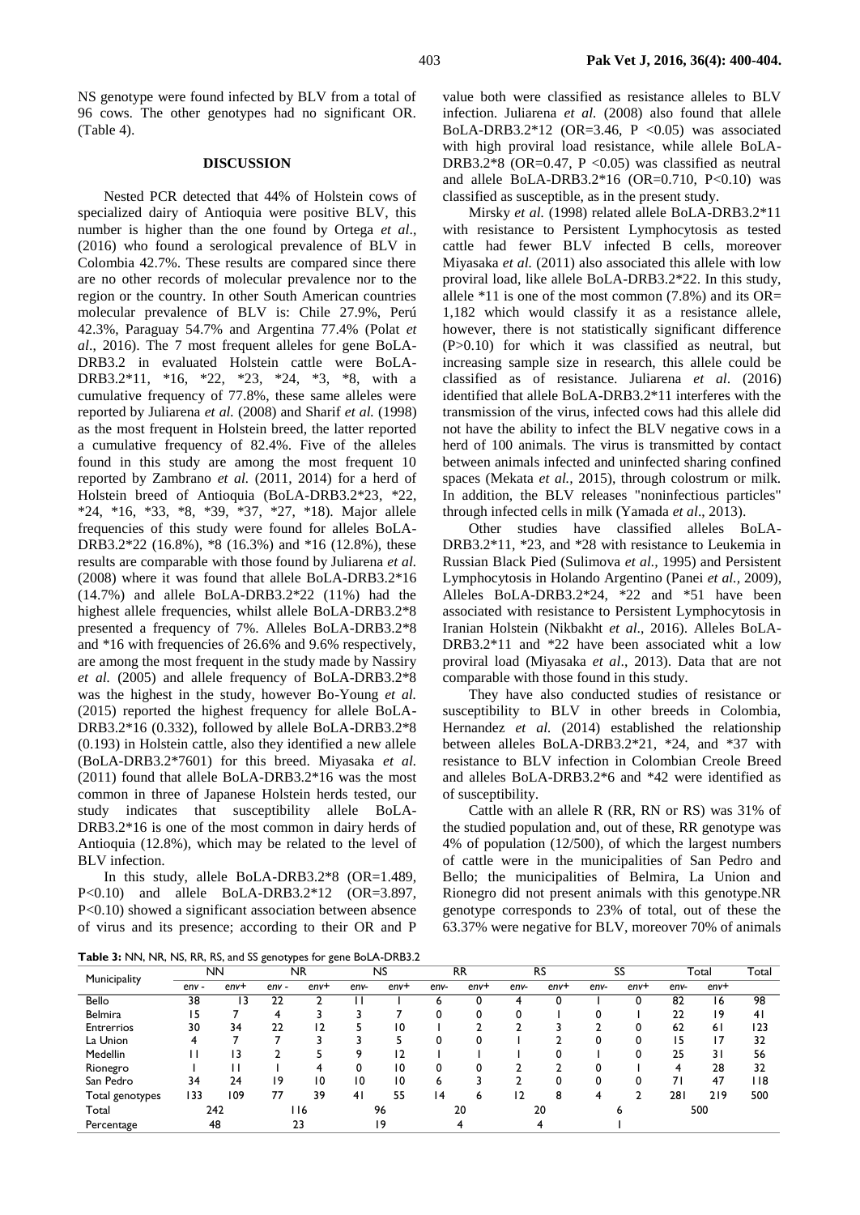NS genotype were found infected by BLV from a total of 96 cows. The other genotypes had no significant OR. (Table 4).

## DISCUSSION

Nested PCR detected that 44% of Holstein cows of specialized dairy of Antioquia were positive BLV, this number is higher than the one found by Ortega *et al*., (2016) who found a serological prevalence of BLV in Colombia 42.7%. These results are compared since there are no other records of molecular prevalence nor to the region or the country. In other South American countries molecular prevalence of BLV is: Chile 27.9%, Perú 42.3%, Paraguay 54.7% and Argentina 77.4% (Polat *et al*., 2016). The 7 most frequent alleles for gene BoLA-DRB3.2 in evaluated Holstein cattle were BoLA-DRB3.2*11, *16, *22, *23, *24, *3, *8, with a cumulative frequency of 77.8%, these same alleles were reported by Juliarena *et al.* (2008) and Sharif *et al.* (1998) as the most frequent in Holstein breed, the latter reported a cumulative frequency of 82.4%. Five of the alleles found in this study are among the most frequent 10 reported by Zambrano *et al.* (2011, 2014) for a herd of Holstein breed of Antioquia (BoLA-DRB3.2*23, *22, *24, *16, *33, *8, *39, *37, *27, *18). Major allele frequencies of this study were found for alleles BoLA-DRB3.2*22 (16.8%), *8 (16.3%) and *16 (12.8%), these results are comparable with those found by Juliarena *et al.* (2008) where it was found that allele BoLA-DRB3.2*16 (14.7%) and allele BoLA-DRB3.2*22 (11%) had the highest allele frequencies, whilst allele BoLA-DRB3.2*8 presented a frequency of 7%. Alleles BoLA-DRB3.2*8 and *16 with frequencies of 26.6% and 9.6% respectively, are among the most frequent in the study made by Nassiry *et al.* (2005) and allele frequency of BoLA-DRB3.2*8 was the highest in the study, however Bo-Young *et al.* (2015) reported the highest frequency for allele BoLA-DRB3.2*16 (0.332), followed by allele BoLA-DRB3.2*8 (0.193) in Holstein cattle, also they identified a new allele (BoLA-DRB3.2*7601) for this breed. Miyasaka *et al.* (2011) found that allele BoLA-DRB3.2*16 was the most common in three of Japanese Holstein herds tested, our study indicates that susceptibility allele BoLA-DRB3.2*16 is one of the most common in dairy herds of Antioquia (12.8%), which may be related to the level of BLV infection.

In this study, allele BoLA-DRB3.2*8 (OR=1.489, P<0.10) and allele BoLA-DRB3.2*12 (OR=3.897, P<0.10) showed a significant association between absence of virus and its presence; according to their OR and P value both were classified as resistance alleles to BLV infection. Juliarena *et al.* (2008) also found that allele BoLA-DRB3.2*12 (OR=3.46, P <0.05) was associated with high proviral load resistance, while allele BoLA-DRB3.2*8 (OR=0.47, P <0.05) was classified as neutral and allele BoLA-DRB3.2*16 (OR=0.710, P<0.10) was classified as susceptible, as in the present study.

Mirsky *et al.* (1998) related allele BoLA-DRB3.2*11 with resistance to Persistent Lymphocytosis as tested cattle had fewer BLV infected B cells, moreover Miyasaka *et al.* (2011) also associated this allele with low proviral load, like allele BoLA-DRB3.2*22. In this study, allele *11 is one of the most common (7.8%) and its OR= 1,182 which would classify it as a resistance allele, however, there is not statistically significant difference (P>0.10) for which it was classified as neutral, but increasing sample size in research, this allele could be classified as of resistance. Juliarena *et al.* (2016) identified that allele BoLA-DRB3.2*11 interferes with the transmission of the virus, infected cows had this allele did not have the ability to infect the BLV negative cows in a herd of 100 animals. The virus is transmitted by contact between animals infected and uninfected sharing confined spaces (Mekata *et al.,* 2015), through colostrum or milk. In addition, the BLV releases "noninfectious particles" through infected cells in milk (Yamada *et al*., 2013).

Other studies have classified alleles BoLA-DRB3.2*11, *23, and *28 with resistance to Leukemia in Russian Black Pied (Sulimova *et al.,* 1995) and Persistent Lymphocytosis in Holando Argentino (Panei *et al.,* 2009), Alleles BoLA-DRB3.2*24, *22 and *51 have been associated with resistance to Persistent Lymphocytosis in Iranian Holstein (Nikbakht *et al*., 2016). Alleles BoLA-DRB3.2*11 and *22 have been associated whit a low proviral load (Miyasaka *et al*., 2013). Data that are not comparable with those found in this study.

They have also conducted studies of resistance or susceptibility to BLV in other breeds in Colombia, Hernandez *et al.* (2014) established the relationship between alleles BoLA-DRB3.2*21, *24, and *37 with resistance to BLV infection in Colombian Creole Breed and alleles BoLA-DRB3.2*6 and *42 were identified as of susceptibility.

Cattle with an allele R (RR, RN or RS) was 31% of the studied population and, out of these, RR genotype was 4% of population (12/500), of which the largest numbers of cattle were in the municipalities of San Pedro and Bello; the municipalities of Belmira, La Union and Rionegro did not present animals with this genotype.NR genotype corresponds to 23% of total, out of these the 63.37% were negative for BLV, moreover 70% of animals

**Table 3:** NN, NR, NS, RR, RS, and SS genotypes for gene BoLA-DRB3.2

| Municipality | NN | | NR | | NS | | RR | | RS | | SS | | Total | | Total |
|---|---|---|---|---|---|---|---|---|---|---|---|---|---|---|---|
| | env - | env+ | env - | env+ | env- | env+ | env- | env+ | env- | env+ | env- | env+ | env- | env+ | |
| Bello | 38 | 13 | 22 | 2 | 11 | 1 | 6 | 0 | 4 | 0 | 1 | 0 | 82 | 16 | 98 |
| Belmira | 15 | 7 | 4 | 3 | 3 | 7 | 0 | 0 | 0 | 1 | 0 | 1 | 22 | 19 | 41 |
| Entrerrios | 30 | 34 | 22 | 12 | 5 | 10 | 1 | 2 | 2 | 3 | 2 | 0 | 62 | 61 | 123 |
| La Union | 4 | 7 | 7 | 3 | 3 | 5 | 0 | 0 | 1 | 2 | 0 | 0 | 15 | 17 | 32 |
| Medellin | 11 | 13 | 2 | 5 | 9 | 12 | 1 | 1 | 1 | 0 | 1 | 0 | 25 | 31 | 56 |
| Rionegro | 1 | 11 | 1 | 4 | 0 | 10 | 0 | 0 | 2 | 2 | 0 | 1 | 4 | 28 | 32 |
| San Pedro | 34 | 24 | 19 | 10 | 10 | 10 | 6 | 3 | 2 | 0 | 0 | 0 | 71 | 47 | 118 |
| Total genotypes | 133 | 109 | 77 | 39 | 41 | 55 | 14 | 6 | 12 | 8 | 4 | 2 | 281 | 219 | 500 |
| Total | 242 | | 116 | | 96 | | 20 | | 20 | | 6 | | 500 | | |
| Percentage | 48 | | 23 | | 19 | | 4 | | 4 | | 1 | | | | |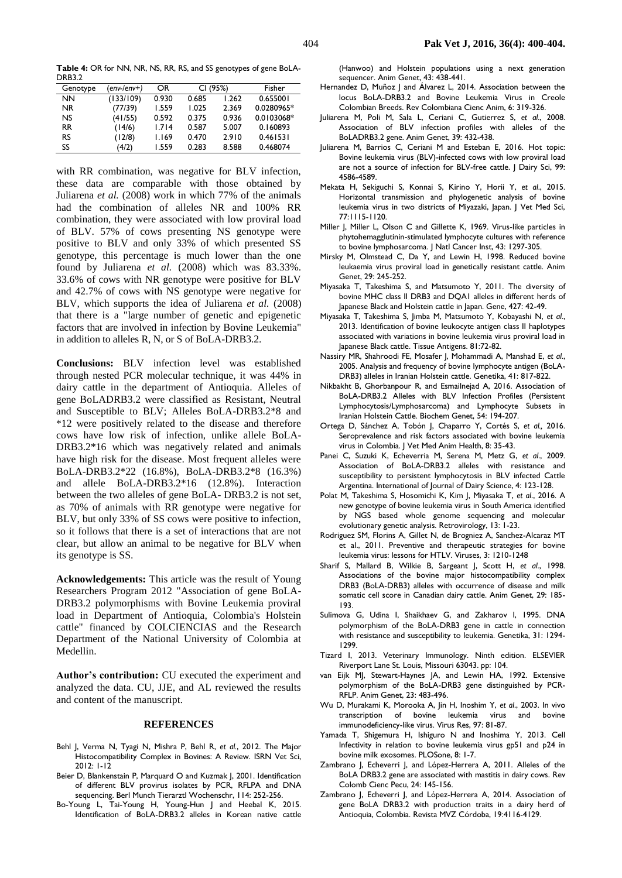**Table 4:** OR for NN, NR, NS, RR, RS, and SS genotypes of gene BoLA-DRB3.2

| Genotype | (*env-/env+*) | OR | CI (95%) | | Fisher |
|---|---|---|---|---|---|
| NN | (133/109) | 0.930 | 0.685 | 1.262 | 0.655001 |
| NR | (77/39) | 1.559 | 1.025 | 2.369 | 0.0280965* |
| NS | (41/55) | 0.592 | 0.375 | 0.936 | 0.0103068* |
| RR | (14/6) | 1.714 | 0.587 | 5.007 | 0.160893 |
| RS | (12/8) | 1.169 | 0.470 | 2.910 | 0.461531 |
| SS | (4/2) | 1.559 | 0.283 | 8.588 | 0.468074 |

with RR combination, was negative for BLV infection, these data are comparable with those obtained by Juliarena *et al.* (2008) work in which 77% of the animals had the combination of alleles NR and 100% RR combination, they were associated with low proviral load of BLV. 57% of cows presenting NS genotype were positive to BLV and only 33% of which presented SS genotype, this percentage is much lower than the one found by Juliarena *et al.* (2008) which was 83.33%. 33.6% of cows with NR genotype were positive for BLV and 42.7% of cows with NS genotype were negative for BLV, which supports the idea of Juliarena *et al.* (2008) that there is a "large number of genetic and epigenetic factors that are involved in infection by Bovine Leukemia" in addition to alleles R, N, or S of BoLA-DRB3.2.

**Conclusions:** BLV infection level was established through nested PCR molecular technique, it was 44% in dairy cattle in the department of Antioquia. Alleles of gene BoLADRB3.2 were classified as Resistant, Neutral and Susceptible to BLV; Alleles BoLA-DRB3.2*8 and *12 were positively related to the disease and therefore cows have low risk of infection, unlike allele BoLA-DRB3.2*16 which was negatively related and animals have high risk for the disease. Most frequent alleles were BoLA-DRB3.2*22 (16.8%), BoLA-DRB3.2*8 (16.3%) and allele BoLA-DRB3.2*16 (12.8%). Interaction between the two alleles of gene BoLA- DRB3.2 is not set, as 70% of animals with RR genotype were negative for BLV, but only 33% of SS cows were positive to infection, so it follows that there is a set of interactions that are not clear, but allow an animal to be negative for BLV when its genotype is SS.

**Acknowledgements:** This article was the result of Young Researchers Program 2012 "Association of gene BoLA-DRB3.2 polymorphisms with Bovine Leukemia proviral load in Department of Antioquia, Colombia's Holstein cattle" financed by COLCIENCIAS and the Research Department of the National University of Colombia at Medellin.

**Author's contribution:** CU executed the experiment and analyzed the data. CU, JJE, and AL reviewed the results and content of the manuscript.

## REFERENCES

Behl J, Verma N, Tyagi N, Mishra P, Behl R, *et al.*, 2012. The Major Histocompatibility Complex in Bovines: A Review. ISRN Vet Sci, 2012: 1-12

Beier D, Blankenstain P, Marquard O and Kuzmak J, 2001. Identification of different BLV provirus isolates by PCR, RFLPA and DNA sequencing. Berl Munch Tierarztl Wochenschr, 114: 252-256.

Bo-Young L, Tai-Young H, Young-Hun J and Heebal K, 2015. Identification of BoLA-DRB3.2 alleles in Korean native cattle (Hanwoo) and Holstein populations using a next generation sequencer. Anim Genet, 43: 438-441.

Hernandez D, Muñoz J and Álvarez L, 2014. Association between the locus BoLA-DRB3.2 and Bovine Leukemia Virus in Creole Colombian Breeds. Rev Colombiana Cienc Anim, 6: 319-326.

Juliarena M, Poli M, Sala L, Ceriani C, Gutierrez S, *et al.*, 2008. Association of BLV infection profiles with alleles of the BoLADRB3.2 gene. Anim Genet, 39: 432-438.

Juliarena M, Barrios C, Ceriani M and Esteban E, 2016. Hot topic: Bovine leukemia virus (BLV)-infected cows with low proviral load are not a source of infection for BLV-free cattle. J Dairy Sci, 99: 4586-4589.

Mekata H, Sekiguchi S, Konnai S, Kirino Y, Horii Y, *et al.*, 2015. Horizontal transmission and phylogenetic analysis of bovine leukemia virus in two districts of Miyazaki, Japan. J Vet Med Sci, 77:1115-1120.

Miller J, Miller L, Olson C and Gillette K, 1969. Virus-like particles in phytohemagglutinin-stimulated lymphocyte cultures with reference to bovine lymphosarcoma. J Natl Cancer Inst, 43: 1297-305.

Mirsky M, Olmstead C, Da Y, and Lewin H, 1998. Reduced bovine leukaemia virus proviral load in genetically resistant cattle. Anim Genet, 29: 245-252.

Miyasaka T, Takeshima S, and Matsumoto Y, 2011. The diversity of bovine MHC class II DRB3 and DQA1 alleles in different herds of Japanese Black and Holstein cattle in Japan. Gene, 427: 42-49.

Miyasaka T, Takeshima S, Jimba M, Matsumoto Y, Kobayashi N, *et al.*, 2013. Identification of bovine leukocyte antigen class II haplotypes associated with variations in bovine leukemia virus proviral load in Japanese Black cattle. Tissue Antigens. 81:72-82.

Nassiry MR, Shahroodi FE, Mosafer J, Mohammadi A, Manshad E, *et al.*, 2005. Analysis and frequency of bovine lymphocyte antigen (BoLA-DRB3) alleles in Iranian Holstein cattle. Genetika, 41: 817-822.

Nikbakht B, Ghorbanpour R, and Esmailnejad A, 2016. Association of BoLA-DRB3.2 Alleles with BLV Infection Profiles (Persistent Lymphocytosis/Lymphosarcoma) and Lymphocyte Subsets in Iranian Holstein Cattle. Biochem Genet, 54: 194-207.

Ortega D, Sánchez A, Tobón J, Chaparro Y, Cortés S, *et al.*, 2016. Seroprevalence and risk factors associated with bovine leukemia virus in Colombia. J Vet Med Anim Health, 8: 35-43.

Panei C, Suzuki K, Echeverria M, Serena M, Metz G, *et al.*, 2009. Association of BoLA-DRB3.2 alleles with resistance and susceptibility to persistent lymphocytosis in BLV infected Cattle Argentina. International of Journal of Dairy Science, 4: 123-128.

Polat M, Takeshima S, Hosomichi K, Kim J, Miyasaka T, *et al.*, 2016. A new genotype of bovine leukemia virus in South America identified by NGS based whole genome sequencing and molecular evolutionary genetic analysis. Retrovirology, 13: 1-23.

Rodriguez SM, Florins A, Gillet N, de Brogniez A, Sanchez-Alcaraz MT et al., 2011. Preventive and therapeutic strategies for bovine leukemia virus: lessons for HTLV. Viruses, 3: 1210-1248

Sharif S, Mallard B, Wilkie B, Sargeant J, Scott H, *et al.*, 1998. Associations of the bovine major histocompatibility complex DRB3 (BoLA-DRB3) alleles with occurrence of disease and milk somatic cell score in Canadian dairy cattle. Anim Genet, 29: 185-193.

Sulimova G, Udina I, Shaikhaev G, and Zakharov I, 1995. DNA polymorphism of the BoLA-DRB3 gene in cattle in connection with resistance and susceptibility to leukemia. Genetika, 31: 1294-1299.

Tizard I, 2013. Veterinary Immunology. Ninth edition. ELSEVIER Riverport Lane St. Louis, Missouri 63043. pp: 104.

van Eijk MJ, Stewart-Haynes JA, and Lewin HA, 1992. Extensive polymorphism of the BoLA-DRB3 gene distinguished by PCR-RFLP. Anim Genet, 23: 483-496.

Wu D, Murakami K, Morooka A, Jin H, Inoshim Y, *et al.*, 2003. In vivo transcription of bovine leukemia virus and bovine immunodeficiency-like virus. Virus Res, 97: 81-87.

Yamada T, Shigemura H, Ishiguro N and Inoshima Y, 2013. Cell Infectivity in relation to bovine leukemia virus gp51 and p24 in bovine milk exosomes. PLOSone, 8: 1-7.

Zambrano J, Echeverri J, and López-Herrera A, 2011. Alleles of the BoLA DRB3.2 gene are associated with mastitis in dairy cows. Rev Colomb Cienc Pecu, 24: 145-156.

Zambrano J, Echeverri J, and López-Herrera A, 2014. Association of gene BoLA DRB3.2 with production traits in a dairy herd of Antioquia, Colombia. Revista MVZ Córdoba, 19:4116-4129.